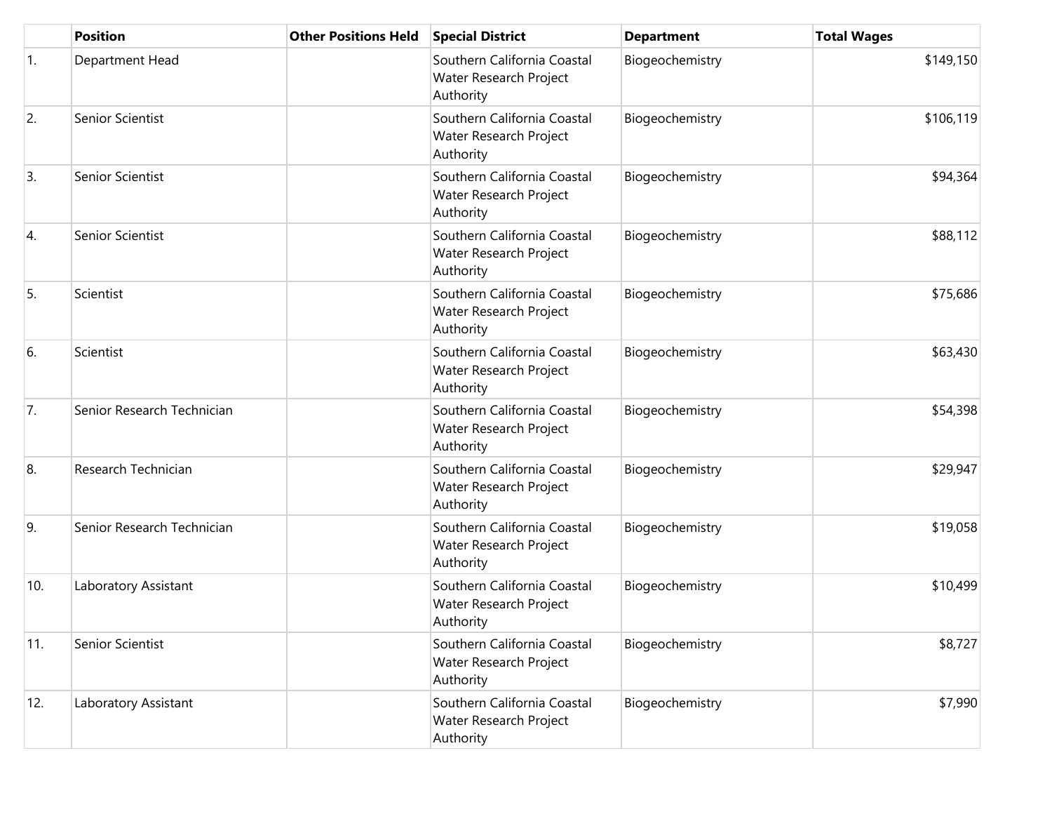| | Position | Other Positions Held | Special District | Department | Total Wages |
|---|---|---|---|---|---|
| 1. | Department Head | | Southern California Coastal Water Research Project Authority | Biogeochemistry | $149,150 |
| 2. | Senior Scientist | | Southern California Coastal Water Research Project Authority | Biogeochemistry | $106,119 |
| 3. | Senior Scientist | | Southern California Coastal Water Research Project Authority | Biogeochemistry | $94,364 |
| 4. | Senior Scientist | | Southern California Coastal Water Research Project Authority | Biogeochemistry | $88,112 |
| 5. | Scientist | | Southern California Coastal Water Research Project Authority | Biogeochemistry | $75,686 |
| 6. | Scientist | | Southern California Coastal Water Research Project Authority | Biogeochemistry | $63,430 |
| 7. | Senior Research Technician | | Southern California Coastal Water Research Project Authority | Biogeochemistry | $54,398 |
| 8. | Research Technician | | Southern California Coastal Water Research Project Authority | Biogeochemistry | $29,947 |
| 9. | Senior Research Technician | | Southern California Coastal Water Research Project Authority | Biogeochemistry | $19,058 |
| 10. | Laboratory Assistant | | Southern California Coastal Water Research Project Authority | Biogeochemistry | $10,499 |
| 11. | Senior Scientist | | Southern California Coastal Water Research Project Authority | Biogeochemistry | $8,727 |
| 12. | Laboratory Assistant | | Southern California Coastal Water Research Project Authority | Biogeochemistry | $7,990 |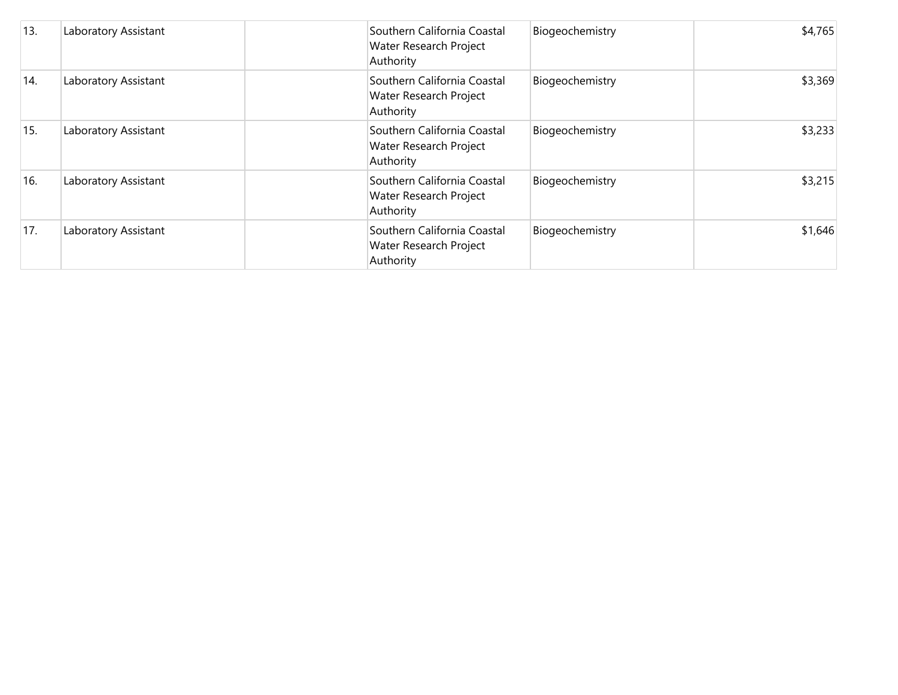| | | | | | |
|---|---|---|---|---|---|
| 13. | Laboratory Assistant | | Southern California Coastal Water Research Project Authority | Biogeochemistry | $4,765 |
| 14. | Laboratory Assistant | | Southern California Coastal Water Research Project Authority | Biogeochemistry | $3,369 |
| 15. | Laboratory Assistant | | Southern California Coastal Water Research Project Authority | Biogeochemistry | $3,233 |
| 16. | Laboratory Assistant | | Southern California Coastal Water Research Project Authority | Biogeochemistry | $3,215 |
| 17. | Laboratory Assistant | | Southern California Coastal Water Research Project Authority | Biogeochemistry | $1,646 |